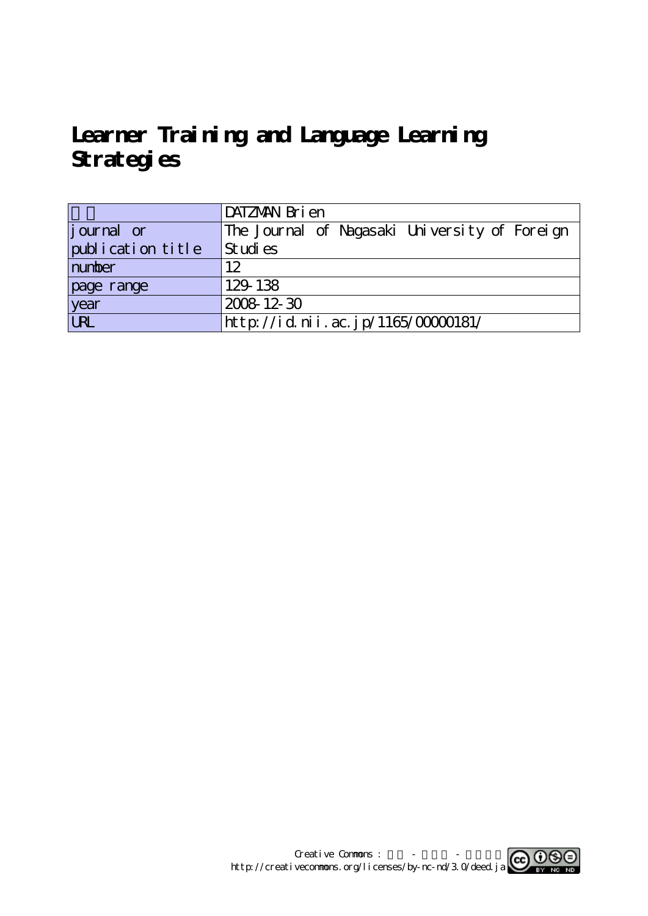# Learner Training and Language Learning Strategies

| | |
|---|---|
| 著者 | DATZMAN Brien |
| journal or publication title | The Journal of Nagasaki University of Foreign Studies |
| number | 12 |
| page range | 129-138 |
| year | 2008-12-30 |
| URL | http://id.nii.ac.jp/1165/00000181/ |

Creative Commons : 表示 - 非営利 - 改変禁止
http://creativecommons.org/licenses/by-nc-nd/3.0/deed.ja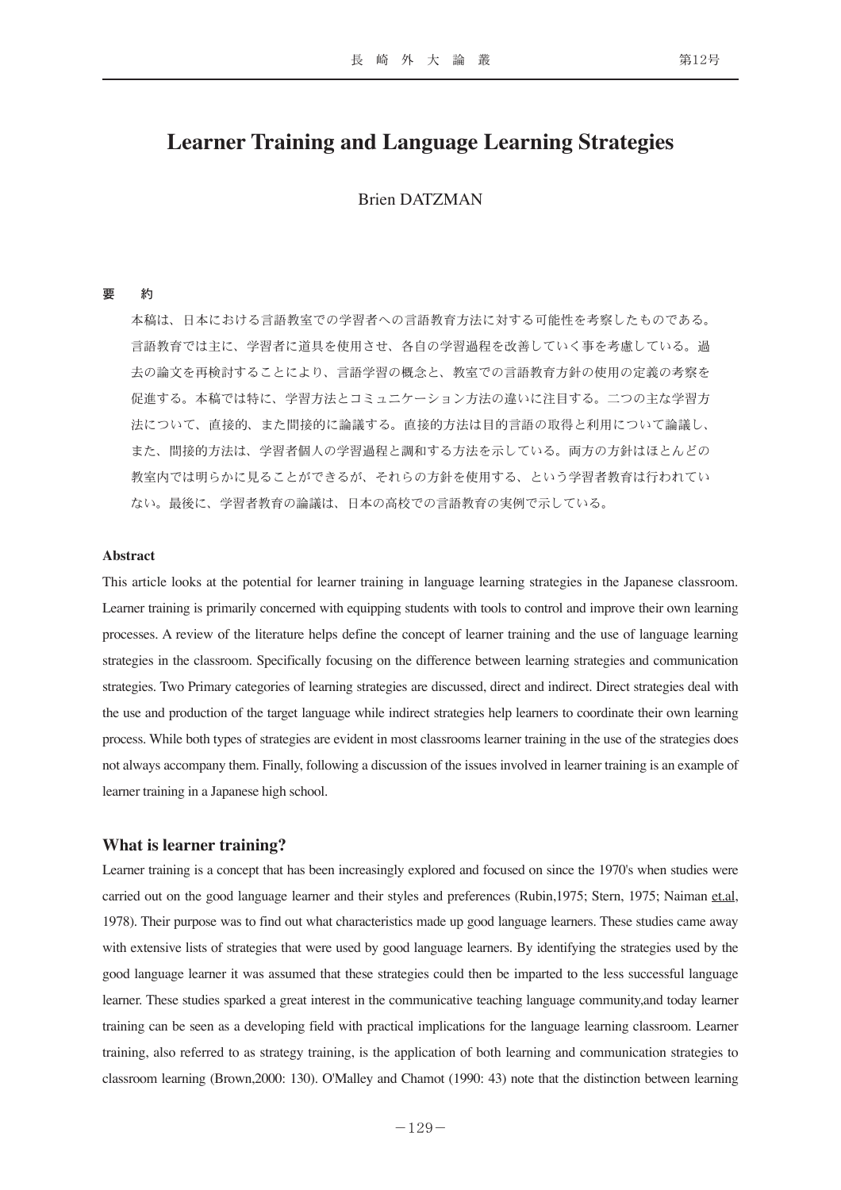# Learner Training and Language Learning Strategies

Brien DATZMAN

**要　約**

本稿は、日本における言語教室での学習者への言語教育方法に対する可能性を考察したものである。言語教育では主に、学習者に道具を使用させ、各自の学習過程を改善していく事を考慮している。過去の論文を再検討することにより、言語学習の概念と、教室での言語教育方針の使用の定義の考察を促進する。本稿では特に、学習方法とコミュニケーション方法の違いに注目する。二つの主な学習方法について、直接的、また間接的に論議する。直接的方法は目的言語の取得と利用について論議し、また、間接的方法は、学習者個人の学習過程と調和する方法を示している。両方の方針はほとんどの教室内では明らかに見ることができるが、それらの方針を使用する、という学習者教育は行われていない。最後に、学習者教育の論議は、日本の高校での言語教育の実例で示している。

**Abstract**

This article looks at the potential for learner training in language learning strategies in the Japanese classroom. Learner training is primarily concerned with equipping students with tools to control and improve their own learning processes. A review of the literature helps define the concept of learner training and the use of language learning strategies in the classroom. Specifically focusing on the difference between learning strategies and communication strategies. Two Primary categories of learning strategies are discussed, direct and indirect. Direct strategies deal with the use and production of the target language while indirect strategies help learners to coordinate their own learning process. While both types of strategies are evident in most classrooms learner training in the use of the strategies does not always accompany them. Finally, following a discussion of the issues involved in learner training is an example of learner training in a Japanese high school.

## What is learner training?

Learner training is a concept that has been increasingly explored and focused on since the 1970's when studies were carried out on the good language learner and their styles and preferences (Rubin,1975; Stern, 1975; Naiman et.al, 1978). Their purpose was to find out what characteristics made up good language learners. These studies came away with extensive lists of strategies that were used by good language learners. By identifying the strategies used by the good language learner it was assumed that these strategies could then be imparted to the less successful language learner. These studies sparked a great interest in the communicative teaching language community,and today learner training can be seen as a developing field with practical implications for the language learning classroom. Learner training, also referred to as strategy training, is the application of both learning and communication strategies to classroom learning (Brown,2000: 130). O'Malley and Chamot (1990: 43) note that the distinction between learning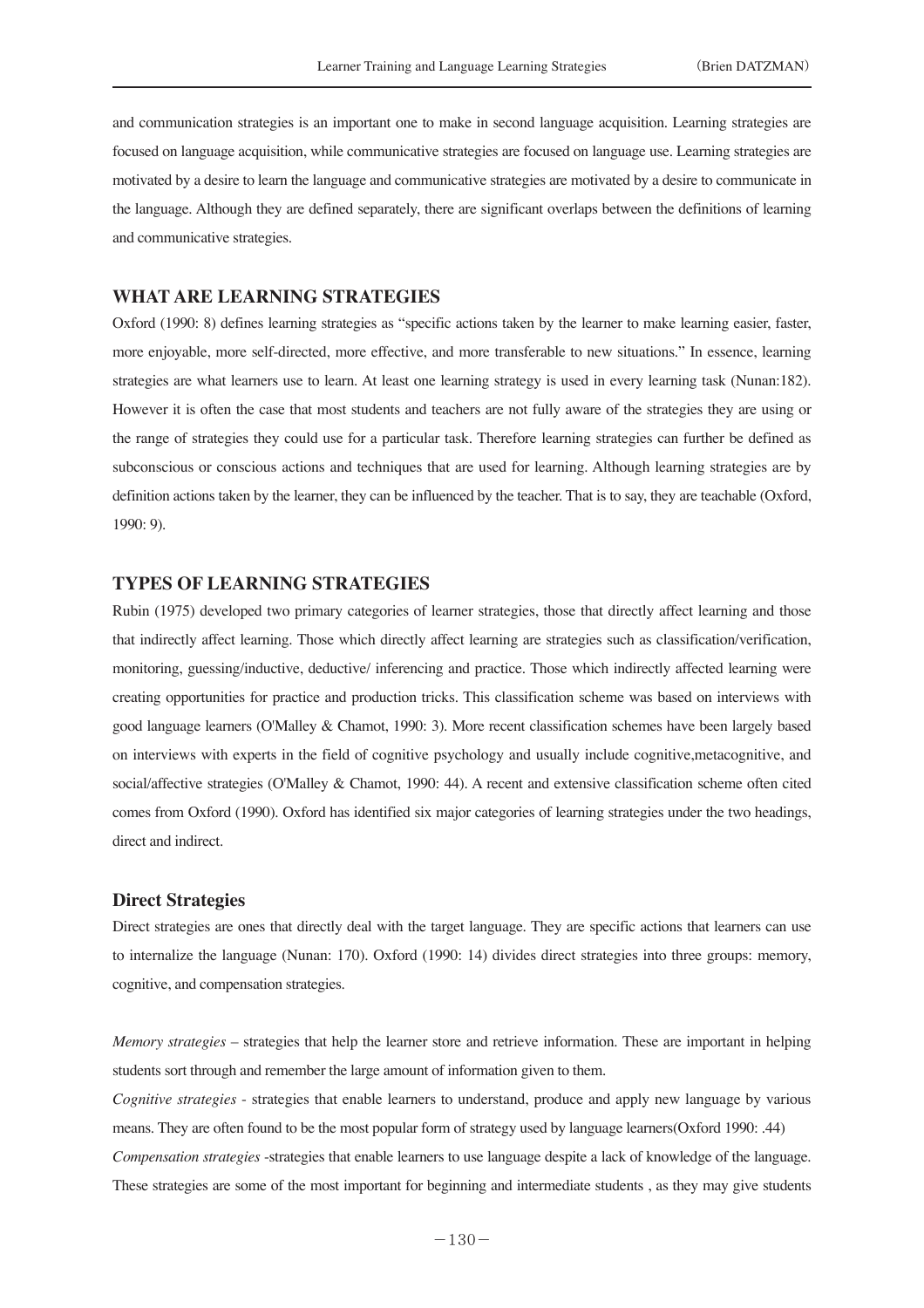and communication strategies is an important one to make in second language acquisition. Learning strategies are focused on language acquisition, while communicative strategies are focused on language use. Learning strategies are motivated by a desire to learn the language and communicative strategies are motivated by a desire to communicate in the language. Although they are defined separately, there are significant overlaps between the definitions of learning and communicative strategies.

## WHAT ARE LEARNING STRATEGIES

Oxford (1990: 8) defines learning strategies as "specific actions taken by the learner to make learning easier, faster, more enjoyable, more self-directed, more effective, and more transferable to new situations." In essence, learning strategies are what learners use to learn. At least one learning strategy is used in every learning task (Nunan:182). However it is often the case that most students and teachers are not fully aware of the strategies they are using or the range of strategies they could use for a particular task. Therefore learning strategies can further be defined as subconscious or conscious actions and techniques that are used for learning. Although learning strategies are by definition actions taken by the learner, they can be influenced by the teacher. That is to say, they are teachable (Oxford, 1990: 9).

## TYPES OF LEARNING STRATEGIES

Rubin (1975) developed two primary categories of learner strategies, those that directly affect learning and those that indirectly affect learning. Those which directly affect learning are strategies such as classification/verification, monitoring, guessing/inductive, deductive/ inferencing and practice. Those which indirectly affected learning were creating opportunities for practice and production tricks. This classification scheme was based on interviews with good language learners (O'Malley & Chamot, 1990: 3). More recent classification schemes have been largely based on interviews with experts in the field of cognitive psychology and usually include cognitive,metacognitive, and social/affective strategies (O'Malley & Chamot, 1990: 44). A recent and extensive classification scheme often cited comes from Oxford (1990). Oxford has identified six major categories of learning strategies under the two headings, direct and indirect.

### Direct Strategies

Direct strategies are ones that directly deal with the target language. They are specific actions that learners can use to internalize the language (Nunan: 170). Oxford (1990: 14) divides direct strategies into three groups: memory, cognitive, and compensation strategies.

*Memory strategies* – strategies that help the learner store and retrieve information. These are important in helping students sort through and remember the large amount of information given to them.

*Cognitive strategies* - strategies that enable learners to understand, produce and apply new language by various means. They are often found to be the most popular form of strategy used by language learners(Oxford 1990: .44)

*Compensation strategies* -strategies that enable learners to use language despite a lack of knowledge of the language. These strategies are some of the most important for beginning and intermediate students , as they may give students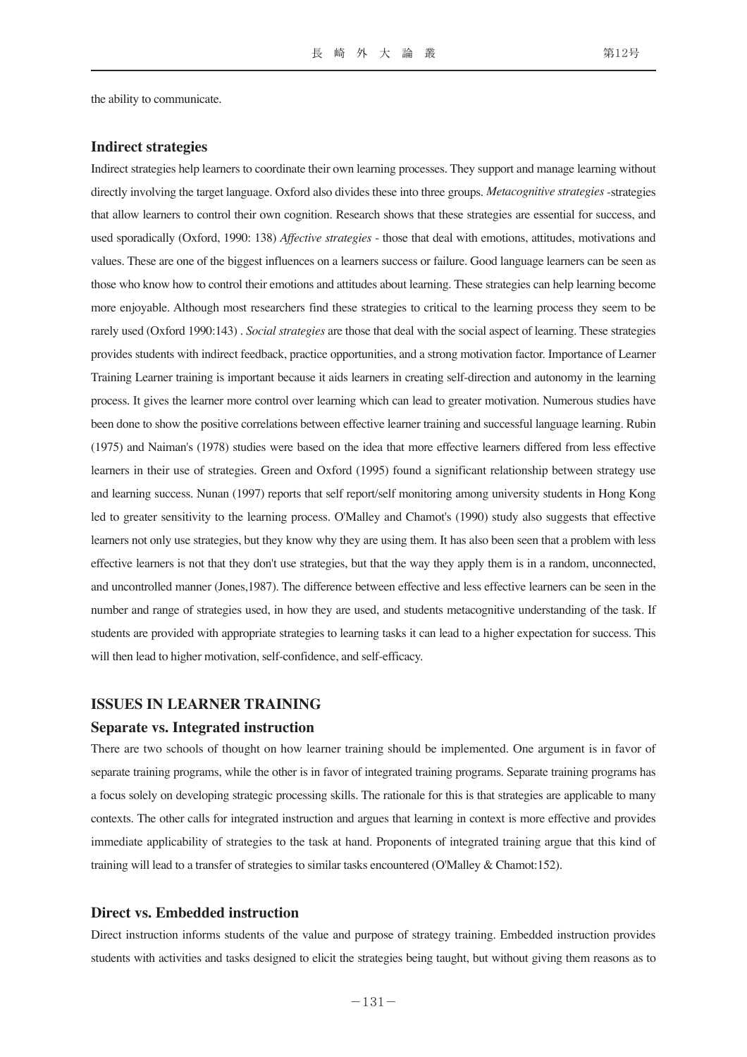the ability to communicate.

### Indirect strategies

Indirect strategies help learners to coordinate their own learning processes. They support and manage learning without directly involving the target language. Oxford also divides these into three groups. *Metacognitive strategies* -strategies that allow learners to control their own cognition. Research shows that these strategies are essential for success, and used sporadically (Oxford, 1990: 138) *Affective strategies* - those that deal with emotions, attitudes, motivations and values. These are one of the biggest influences on a learners success or failure. Good language learners can be seen as those who know how to control their emotions and attitudes about learning. These strategies can help learning become more enjoyable. Although most researchers find these strategies to critical to the learning process they seem to be rarely used (Oxford 1990:143) . *Social strategies* are those that deal with the social aspect of learning. These strategies provides students with indirect feedback, practice opportunities, and a strong motivation factor. Importance of Learner Training Learner training is important because it aids learners in creating self-direction and autonomy in the learning process. It gives the learner more control over learning which can lead to greater motivation. Numerous studies have been done to show the positive correlations between effective learner training and successful language learning. Rubin (1975) and Naiman's (1978) studies were based on the idea that more effective learners differed from less effective learners in their use of strategies. Green and Oxford (1995) found a significant relationship between strategy use and learning success. Nunan (1997) reports that self report/self monitoring among university students in Hong Kong led to greater sensitivity to the learning process. O'Malley and Chamot's (1990) study also suggests that effective learners not only use strategies, but they know why they are using them. It has also been seen that a problem with less effective learners is not that they don't use strategies, but that the way they apply them is in a random, unconnected, and uncontrolled manner (Jones,1987). The difference between effective and less effective learners can be seen in the number and range of strategies used, in how they are used, and students metacognitive understanding of the task. If students are provided with appropriate strategies to learning tasks it can lead to a higher expectation for success. This will then lead to higher motivation, self-confidence, and self-efficacy.

## ISSUES IN LEARNER TRAINING

### Separate vs. Integrated instruction

There are two schools of thought on how learner training should be implemented. One argument is in favor of separate training programs, while the other is in favor of integrated training programs. Separate training programs has a focus solely on developing strategic processing skills. The rationale for this is that strategies are applicable to many contexts. The other calls for integrated instruction and argues that learning in context is more effective and provides immediate applicability of strategies to the task at hand. Proponents of integrated training argue that this kind of training will lead to a transfer of strategies to similar tasks encountered (O'Malley & Chamot:152).

### Direct vs. Embedded instruction

Direct instruction informs students of the value and purpose of strategy training. Embedded instruction provides students with activities and tasks designed to elicit the strategies being taught, but without giving them reasons as to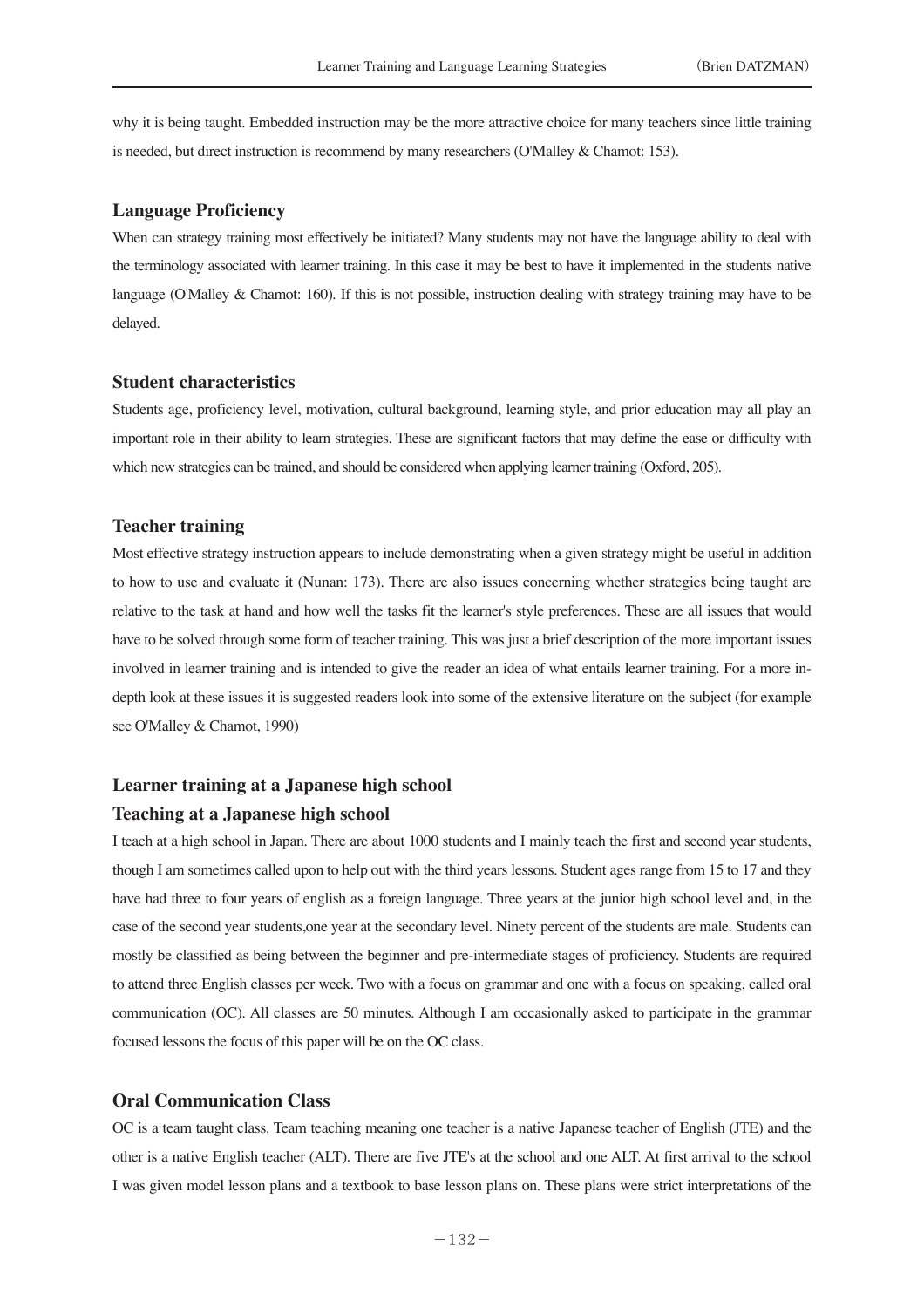why it is being taught. Embedded instruction may be the more attractive choice for many teachers since little training is needed, but direct instruction is recommend by many researchers (O'Malley & Chamot: 153).

### Language Proficiency

When can strategy training most effectively be initiated? Many students may not have the language ability to deal with the terminology associated with learner training. In this case it may be best to have it implemented in the students native language (O'Malley & Chamot: 160). If this is not possible, instruction dealing with strategy training may have to be delayed.

### Student characteristics

Students age, proficiency level, motivation, cultural background, learning style, and prior education may all play an important role in their ability to learn strategies. These are significant factors that may define the ease or difficulty with which new strategies can be trained, and should be considered when applying learner training (Oxford, 205).

### Teacher training

Most effective strategy instruction appears to include demonstrating when a given strategy might be useful in addition to how to use and evaluate it (Nunan: 173). There are also issues concerning whether strategies being taught are relative to the task at hand and how well the tasks fit the learner's style preferences. These are all issues that would have to be solved through some form of teacher training. This was just a brief description of the more important issues involved in learner training and is intended to give the reader an idea of what entails learner training. For a more in-depth look at these issues it is suggested readers look into some of the extensive literature on the subject (for example see O'Malley & Chamot, 1990)

## Learner training at a Japanese high school

### Teaching at a Japanese high school

I teach at a high school in Japan. There are about 1000 students and I mainly teach the first and second year students, though I am sometimes called upon to help out with the third years lessons. Student ages range from 15 to 17 and they have had three to four years of english as a foreign language. Three years at the junior high school level and, in the case of the second year students,one year at the secondary level. Ninety percent of the students are male. Students can mostly be classified as being between the beginner and pre-intermediate stages of proficiency. Students are required to attend three English classes per week. Two with a focus on grammar and one with a focus on speaking, called oral communication (OC). All classes are 50 minutes. Although I am occasionally asked to participate in the grammar focused lessons the focus of this paper will be on the OC class.

### Oral Communication Class

OC is a team taught class. Team teaching meaning one teacher is a native Japanese teacher of English (JTE) and the other is a native English teacher (ALT). There are five JTE's at the school and one ALT. At first arrival to the school I was given model lesson plans and a textbook to base lesson plans on. These plans were strict interpretations of the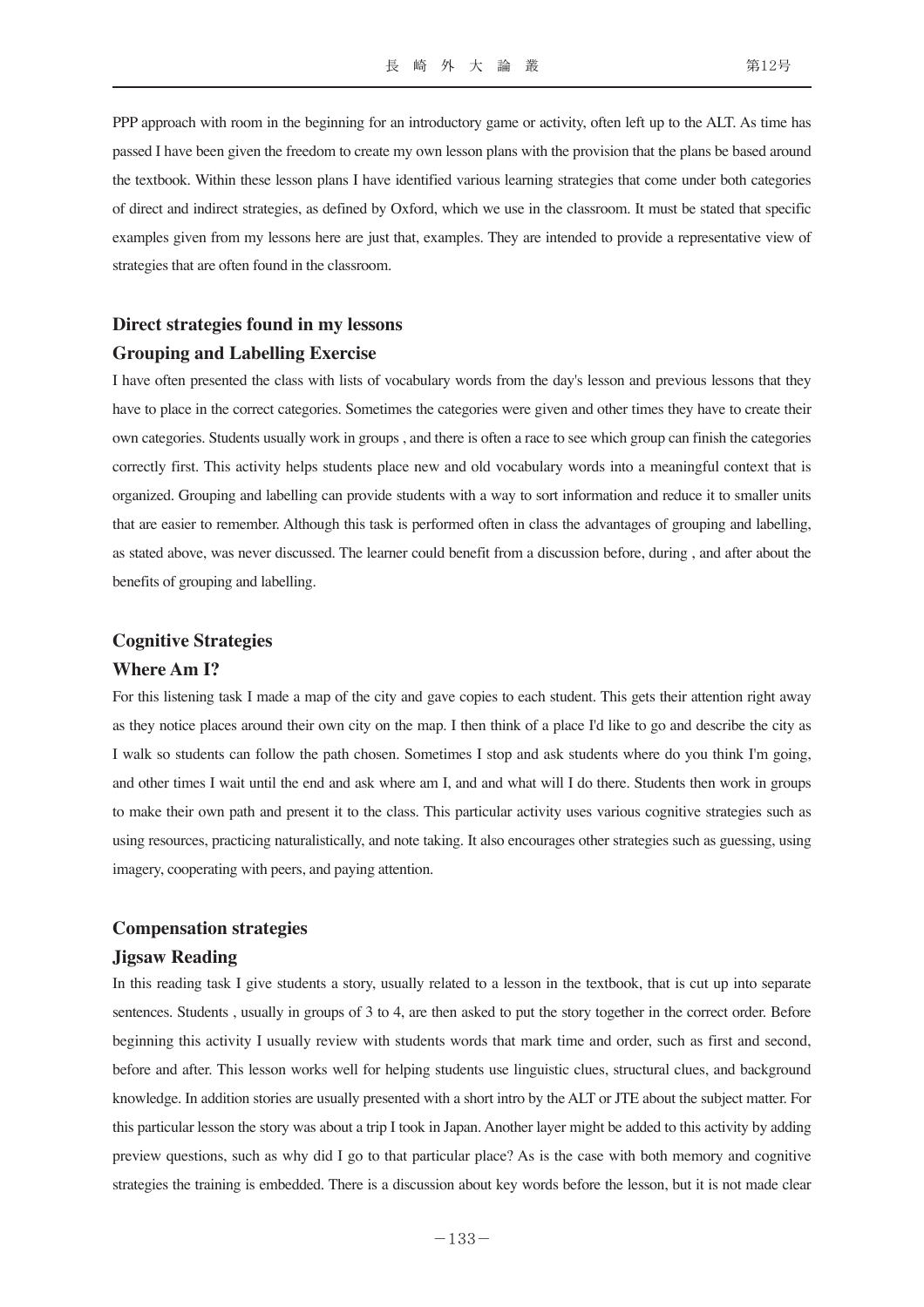PPP approach with room in the beginning for an introductory game or activity, often left up to the ALT. As time has passed I have been given the freedom to create my own lesson plans with the provision that the plans be based around the textbook. Within these lesson plans I have identified various learning strategies that come under both categories of direct and indirect strategies, as defined by Oxford, which we use in the classroom. It must be stated that specific examples given from my lessons here are just that, examples. They are intended to provide a representative view of strategies that are often found in the classroom.

### Direct strategies found in my lessons

### Grouping and Labelling Exercise

I have often presented the class with lists of vocabulary words from the day's lesson and previous lessons that they have to place in the correct categories. Sometimes the categories were given and other times they have to create their own categories. Students usually work in groups , and there is often a race to see which group can finish the categories correctly first. This activity helps students place new and old vocabulary words into a meaningful context that is organized. Grouping and labelling can provide students with a way to sort information and reduce it to smaller units that are easier to remember. Although this task is performed often in class the advantages of grouping and labelling, as stated above, was never discussed. The learner could benefit from a discussion before, during , and after about the benefits of grouping and labelling.

### Cognitive Strategies

### Where Am I?

For this listening task I made a map of the city and gave copies to each student. This gets their attention right away as they notice places around their own city on the map. I then think of a place I'd like to go and describe the city as I walk so students can follow the path chosen. Sometimes I stop and ask students where do you think I'm going, and other times I wait until the end and ask where am I, and and what will I do there. Students then work in groups to make their own path and present it to the class. This particular activity uses various cognitive strategies such as using resources, practicing naturalistically, and note taking. It also encourages other strategies such as guessing, using imagery, cooperating with peers, and paying attention.

### Compensation strategies

### Jigsaw Reading

In this reading task I give students a story, usually related to a lesson in the textbook, that is cut up into separate sentences. Students , usually in groups of 3 to 4, are then asked to put the story together in the correct order. Before beginning this activity I usually review with students words that mark time and order, such as first and second, before and after. This lesson works well for helping students use linguistic clues, structural clues, and background knowledge. In addition stories are usually presented with a short intro by the ALT or JTE about the subject matter. For this particular lesson the story was about a trip I took in Japan. Another layer might be added to this activity by adding preview questions, such as why did I go to that particular place? As is the case with both memory and cognitive strategies the training is embedded. There is a discussion about key words before the lesson, but it is not made clear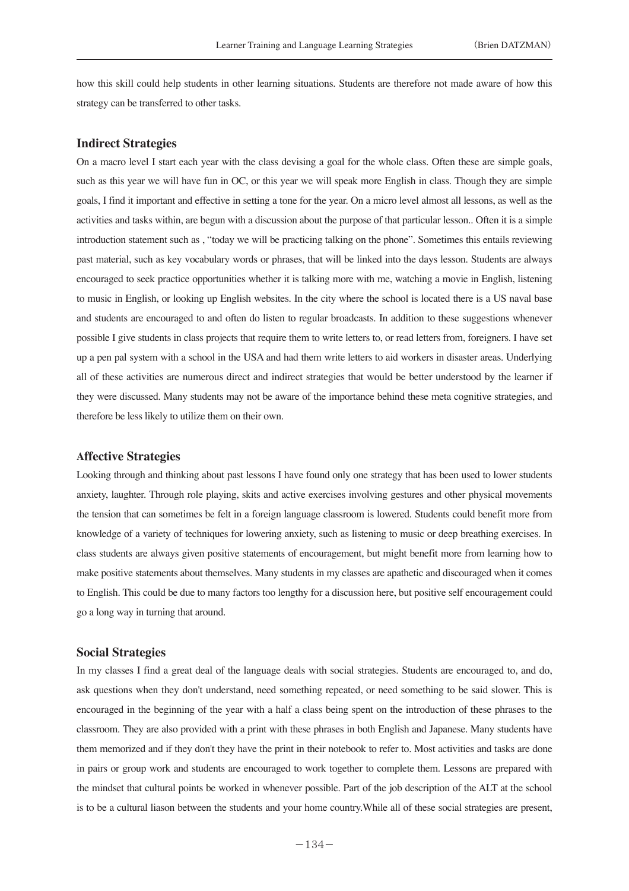how this skill could help students in other learning situations. Students are therefore not made aware of how this strategy can be transferred to other tasks.

## Indirect Strategies

On a macro level I start each year with the class devising a goal for the whole class. Often these are simple goals, such as this year we will have fun in OC, or this year we will speak more English in class. Though they are simple goals, I find it important and effective in setting a tone for the year. On a micro level almost all lessons, as well as the activities and tasks within, are begun with a discussion about the purpose of that particular lesson.. Often it is a simple introduction statement such as , "today we will be practicing talking on the phone". Sometimes this entails reviewing past material, such as key vocabulary words or phrases, that will be linked into the days lesson. Students are always encouraged to seek practice opportunities whether it is talking more with me, watching a movie in English, listening to music in English, or looking up English websites. In the city where the school is located there is a US naval base and students are encouraged to and often do listen to regular broadcasts. In addition to these suggestions whenever possible I give students in class projects that require them to write letters to, or read letters from, foreigners. I have set up a pen pal system with a school in the USA and had them write letters to aid workers in disaster areas. Underlying all of these activities are numerous direct and indirect strategies that would be better understood by the learner if they were discussed. Many students may not be aware of the importance behind these meta cognitive strategies, and therefore be less likely to utilize them on their own.

## Affective Strategies

Looking through and thinking about past lessons I have found only one strategy that has been used to lower students anxiety, laughter. Through role playing, skits and active exercises involving gestures and other physical movements the tension that can sometimes be felt in a foreign language classroom is lowered. Students could benefit more from knowledge of a variety of techniques for lowering anxiety, such as listening to music or deep breathing exercises. In class students are always given positive statements of encouragement, but might benefit more from learning how to make positive statements about themselves. Many students in my classes are apathetic and discouraged when it comes to English. This could be due to many factors too lengthy for a discussion here, but positive self encouragement could go a long way in turning that around.

## Social Strategies

In my classes I find a great deal of the language deals with social strategies. Students are encouraged to, and do, ask questions when they don't understand, need something repeated, or need something to be said slower. This is encouraged in the beginning of the year with a half a class being spent on the introduction of these phrases to the classroom. They are also provided with a print with these phrases in both English and Japanese. Many students have them memorized and if they don't they have the print in their notebook to refer to. Most activities and tasks are done in pairs or group work and students are encouraged to work together to complete them. Lessons are prepared with the mindset that cultural points be worked in whenever possible. Part of the job description of the ALT at the school is to be a cultural liason between the students and your home country.While all of these social strategies are present,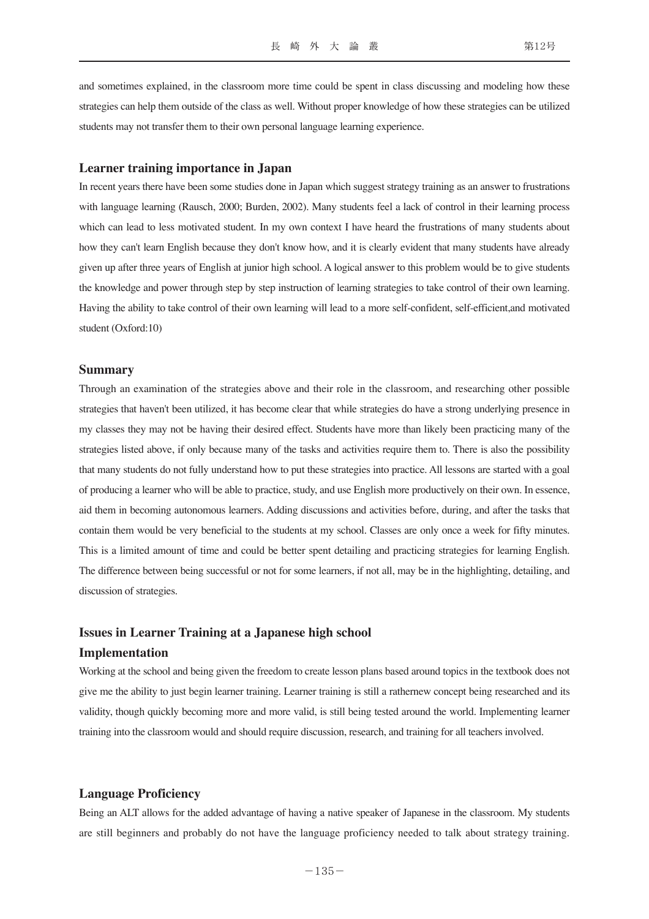and sometimes explained, in the classroom more time could be spent in class discussing and modeling how these strategies can help them outside of the class as well. Without proper knowledge of how these strategies can be utilized students may not transfer them to their own personal language learning experience.

### Learner training importance in Japan

In recent years there have been some studies done in Japan which suggest strategy training as an answer to frustrations with language learning (Rausch, 2000; Burden, 2002). Many students feel a lack of control in their learning process which can lead to less motivated student. In my own context I have heard the frustrations of many students about how they can't learn English because they don't know how, and it is clearly evident that many students have already given up after three years of English at junior high school. A logical answer to this problem would be to give students the knowledge and power through step by step instruction of learning strategies to take control of their own learning. Having the ability to take control of their own learning will lead to a more self-confident, self-efficient,and motivated student (Oxford:10)

### Summary

Through an examination of the strategies above and their role in the classroom, and researching other possible strategies that haven't been utilized, it has become clear that while strategies do have a strong underlying presence in my classes they may not be having their desired effect. Students have more than likely been practicing many of the strategies listed above, if only because many of the tasks and activities require them to. There is also the possibility that many students do not fully understand how to put these strategies into practice. All lessons are started with a goal of producing a learner who will be able to practice, study, and use English more productively on their own. In essence, aid them in becoming autonomous learners. Adding discussions and activities before, during, and after the tasks that contain them would be very beneficial to the students at my school. Classes are only once a week for fifty minutes. This is a limited amount of time and could be better spent detailing and practicing strategies for learning English. The difference between being successful or not for some learners, if not all, may be in the highlighting, detailing, and discussion of strategies.

## Issues in Learner Training at a Japanese high school

### Implementation

Working at the school and being given the freedom to create lesson plans based around topics in the textbook does not give me the ability to just begin learner training. Learner training is still a rathernew concept being researched and its validity, though quickly becoming more and more valid, is still being tested around the world. Implementing learner training into the classroom would and should require discussion, research, and training for all teachers involved.

### Language Proficiency

Being an ALT allows for the added advantage of having a native speaker of Japanese in the classroom. My students are still beginners and probably do not have the language proficiency needed to talk about strategy training.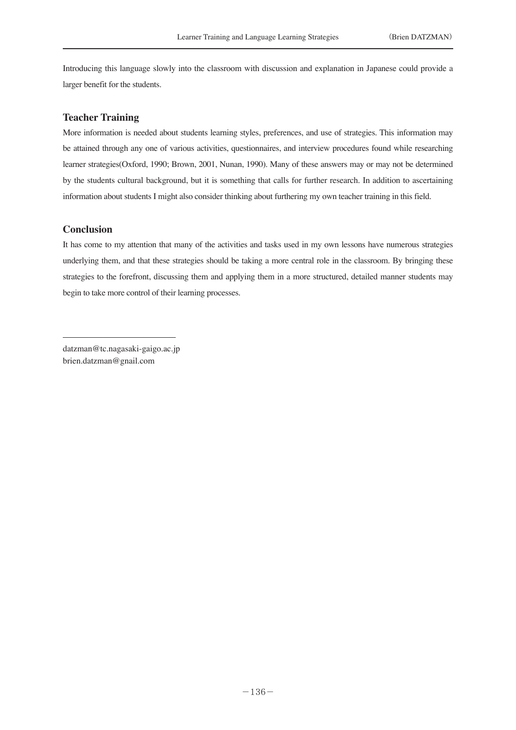Introducing this language slowly into the classroom with discussion and explanation in Japanese could provide a larger benefit for the students.

## Teacher Training

More information is needed about students learning styles, preferences, and use of strategies. This information may be attained through any one of various activities, questionnaires, and interview procedures found while researching learner strategies(Oxford, 1990; Brown, 2001, Nunan, 1990). Many of these answers may or may not be determined by the students cultural background, but it is something that calls for further research. In addition to ascertaining information about students I might also consider thinking about furthering my own teacher training in this field.

## Conclusion

It has come to my attention that many of the activities and tasks used in my own lessons have numerous strategies underlying them, and that these strategies should be taking a more central role in the classroom. By bringing these strategies to the forefront, discussing them and applying them in a more structured, detailed manner students may begin to take more control of their learning processes.

---

datzman@tc.nagasaki-gaigo.ac.jp
brien.datzman@gnail.com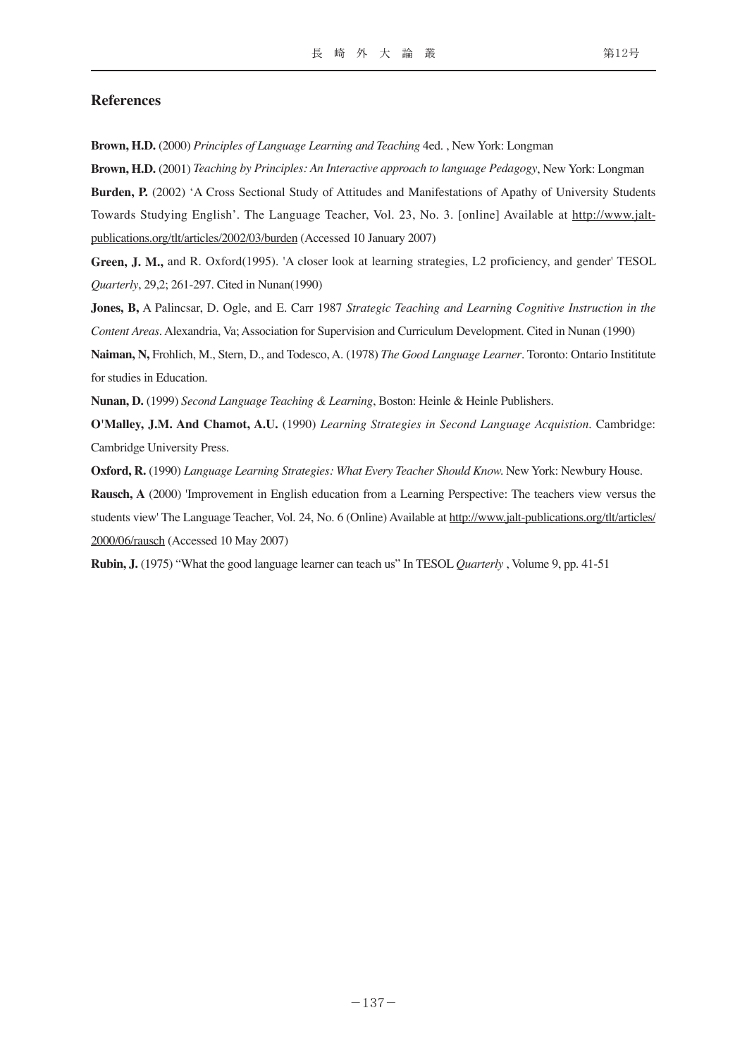## References

**Brown, H.D.** (2000) *Principles of Language Learning and Teaching* 4ed. , New York: Longman

**Brown, H.D.** (2001) *Teaching by Principles: An Interactive approach to language Pedagogy*, New York: Longman

**Burden, P.** (2002) 'A Cross Sectional Study of Attitudes and Manifestations of Apathy of University Students Towards Studying English'. The Language Teacher, Vol. 23, No. 3. [online] Available at http://www.jalt-publications.org/tlt/articles/2002/03/burden (Accessed 10 January 2007)

**Green, J. M.,** and R. Oxford(1995). 'A closer look at learning strategies, L2 proficiency, and gender' TESOL *Quarterly*, 29,2; 261-297. Cited in Nunan(1990)

**Jones, B,** A Palincsar, D. Ogle, and E. Carr 1987 *Strategic Teaching and Learning Cognitive Instruction in the Content Areas*. Alexandria, Va; Association for Supervision and Curriculum Development. Cited in Nunan (1990)

**Naiman, N,** Frohlich, M., Stern, D., and Todesco, A. (1978) *The Good Language Learner*. Toronto: Ontario Instititute for studies in Education.

**Nunan, D.** (1999) *Second Language Teaching & Learning*, Boston: Heinle & Heinle Publishers.

**O'Malley, J.M. And Chamot, A.U.** (1990) *Learning Strategies in Second Language Acquistion*. Cambridge: Cambridge University Press.

**Oxford, R.** (1990) *Language Learning Strategies: What Every Teacher Should Know*. New York: Newbury House.

**Rausch, A** (2000) 'Improvement in English education from a Learning Perspective: The teachers view versus the students view' The Language Teacher, Vol. 24, No. 6 (Online) Available at http://www.jalt-publications.org/tlt/articles/2000/06/rausch (Accessed 10 May 2007)

**Rubin, J.** (1975) "What the good language learner can teach us" In TESOL *Quarterly* , Volume 9, pp. 41-51